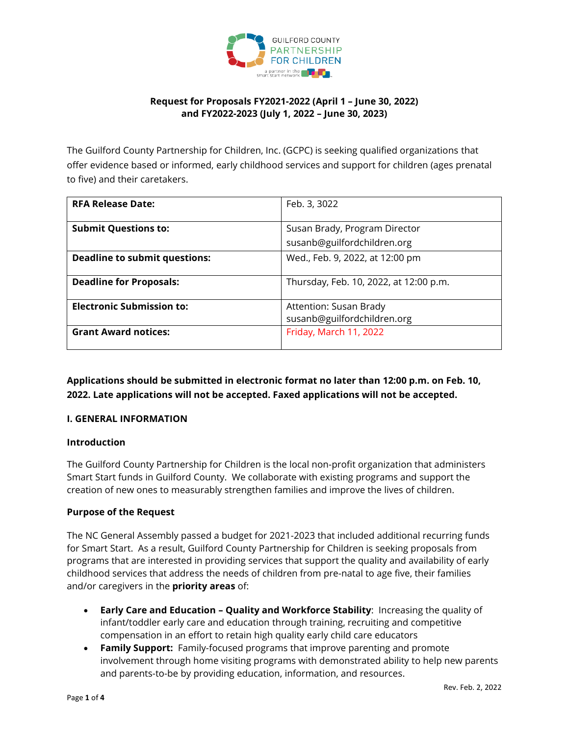GUILFORD COUNTY PARTNERSHIP FOR CHILDREN

a partner in the smart start network

**Request for Proposals FY2021-2022 (April 1 – June 30, 2022)**
**and FY2022-2023 (July 1, 2022 – June 30, 2023)**

The Guilford County Partnership for Children, Inc. (GCPC) is seeking qualified organizations that offer evidence based or informed, early childhood services and support for children (ages prenatal to five) and their caretakers.

| **RFA Release Date:** | Feb. 3, 3022 |
|---|---|
| **Submit Questions to:** | Susan Brady, Program Director<br>susanb@guilfordchildren.org |
| **Deadline to submit questions:** | Wed., Feb. 9, 2022, at 12:00 pm |
| **Deadline for Proposals:** | Thursday, Feb. 10, 2022, at 12:00 p.m. |
| **Electronic Submission to:** | Attention: Susan Brady<br>susanb@guilfordchildren.org |
| **Grant Award notices:** | Friday, March 11, 2022 |

**Applications should be submitted in electronic format no later than 12:00 p.m. on Feb. 10, 2022. Late applications will not be accepted. Faxed applications will not be accepted.**

## I. GENERAL INFORMATION

### Introduction

The Guilford County Partnership for Children is the local non-profit organization that administers Smart Start funds in Guilford County. We collaborate with existing programs and support the creation of new ones to measurably strengthen families and improve the lives of children.

### Purpose of the Request

The NC General Assembly passed a budget for 2021-2023 that included additional recurring funds for Smart Start. As a result, Guilford County Partnership for Children is seeking proposals from programs that are interested in providing services that support the quality and availability of early childhood services that address the needs of children from pre-natal to age five, their families and/or caregivers in the **priority areas** of:

- **Early Care and Education – Quality and Workforce Stability**: Increasing the quality of infant/toddler early care and education through training, recruiting and competitive compensation in an effort to retain high quality early child care educators
- **Family Support:** Family-focused programs that improve parenting and promote involvement through home visiting programs with demonstrated ability to help new parents and parents-to-be by providing education, information, and resources.

Rev. Feb. 2, 2022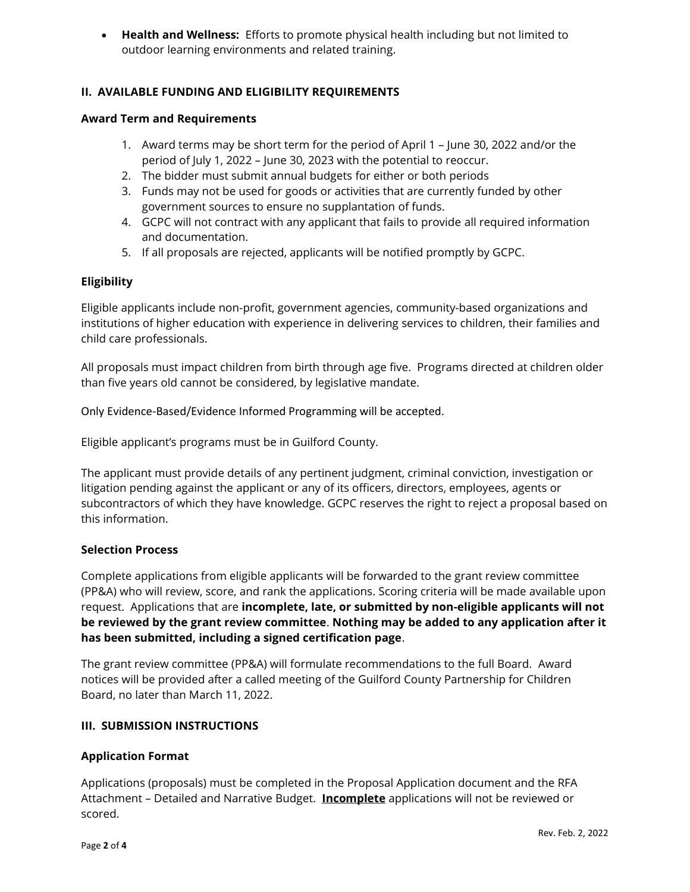- **Health and Wellness:** Efforts to promote physical health including but not limited to outdoor learning environments and related training.

## II. AVAILABLE FUNDING AND ELIGIBILITY REQUIREMENTS

### Award Term and Requirements

1. Award terms may be short term for the period of April 1 – June 30, 2022 and/or the period of July 1, 2022 – June 30, 2023 with the potential to reoccur.
2. The bidder must submit annual budgets for either or both periods
3. Funds may not be used for goods or activities that are currently funded by other government sources to ensure no supplantation of funds.
4. GCPC will not contract with any applicant that fails to provide all required information and documentation.
5. If all proposals are rejected, applicants will be notified promptly by GCPC.

### Eligibility

Eligible applicants include non-profit, government agencies, community-based organizations and institutions of higher education with experience in delivering services to children, their families and child care professionals.

All proposals must impact children from birth through age five. Programs directed at children older than five years old cannot be considered, by legislative mandate.

Only Evidence-Based/Evidence Informed Programming will be accepted.

Eligible applicant's programs must be in Guilford County.

The applicant must provide details of any pertinent judgment, criminal conviction, investigation or litigation pending against the applicant or any of its officers, directors, employees, agents or subcontractors of which they have knowledge. GCPC reserves the right to reject a proposal based on this information.

### Selection Process

Complete applications from eligible applicants will be forwarded to the grant review committee (PP&A) who will review, score, and rank the applications. Scoring criteria will be made available upon request. Applications that are **incomplete, late, or submitted by non-eligible applicants will not be reviewed by the grant review committee**. **Nothing may be added to any application after it has been submitted, including a signed certification page**.

The grant review committee (PP&A) will formulate recommendations to the full Board. Award notices will be provided after a called meeting of the Guilford County Partnership for Children Board, no later than March 11, 2022.

## III. SUBMISSION INSTRUCTIONS

### Application Format

Applications (proposals) must be completed in the Proposal Application document and the RFA Attachment – Detailed and Narrative Budget. <u>**Incomplete**</u> applications will not be reviewed or scored.

Rev. Feb. 2, 2022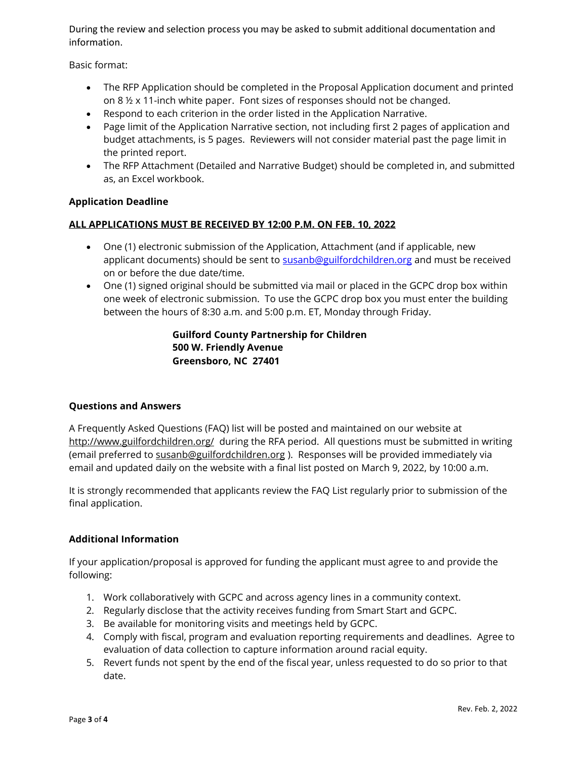During the review and selection process you may be asked to submit additional documentation and information.

Basic format:

- The RFP Application should be completed in the Proposal Application document and printed on 8 ½ x 11-inch white paper. Font sizes of responses should not be changed.
- Respond to each criterion in the order listed in the Application Narrative.
- Page limit of the Application Narrative section, not including first 2 pages of application and budget attachments, is 5 pages. Reviewers will not consider material past the page limit in the printed report.
- The RFP Attachment (Detailed and Narrative Budget) should be completed in, and submitted as, an Excel workbook.

**Application Deadline**

**ALL APPLICATIONS MUST BE RECEIVED BY 12:00 P.M. ON FEB. 10, 2022**

- One (1) electronic submission of the Application, Attachment (and if applicable, new applicant documents) should be sent to susanb@guilfordchildren.org and must be received on or before the due date/time.
- One (1) signed original should be submitted via mail or placed in the GCPC drop box within one week of electronic submission. To use the GCPC drop box you must enter the building between the hours of 8:30 a.m. and 5:00 p.m. ET, Monday through Friday.

**Guilford County Partnership for Children**
**500 W. Friendly Avenue**
**Greensboro, NC 27401**

**Questions and Answers**

A Frequently Asked Questions (FAQ) list will be posted and maintained on our website at http://www.guilfordchildren.org/ during the RFA period. All questions must be submitted in writing (email preferred to susanb@guilfordchildren.org ). Responses will be provided immediately via email and updated daily on the website with a final list posted on March 9, 2022, by 10:00 a.m.

It is strongly recommended that applicants review the FAQ List regularly prior to submission of the final application.

**Additional Information**

If your application/proposal is approved for funding the applicant must agree to and provide the following:

1. Work collaboratively with GCPC and across agency lines in a community context.
2. Regularly disclose that the activity receives funding from Smart Start and GCPC.
3. Be available for monitoring visits and meetings held by GCPC.
4. Comply with fiscal, program and evaluation reporting requirements and deadlines. Agree to evaluation of data collection to capture information around racial equity.
5. Revert funds not spent by the end of the fiscal year, unless requested to do so prior to that date.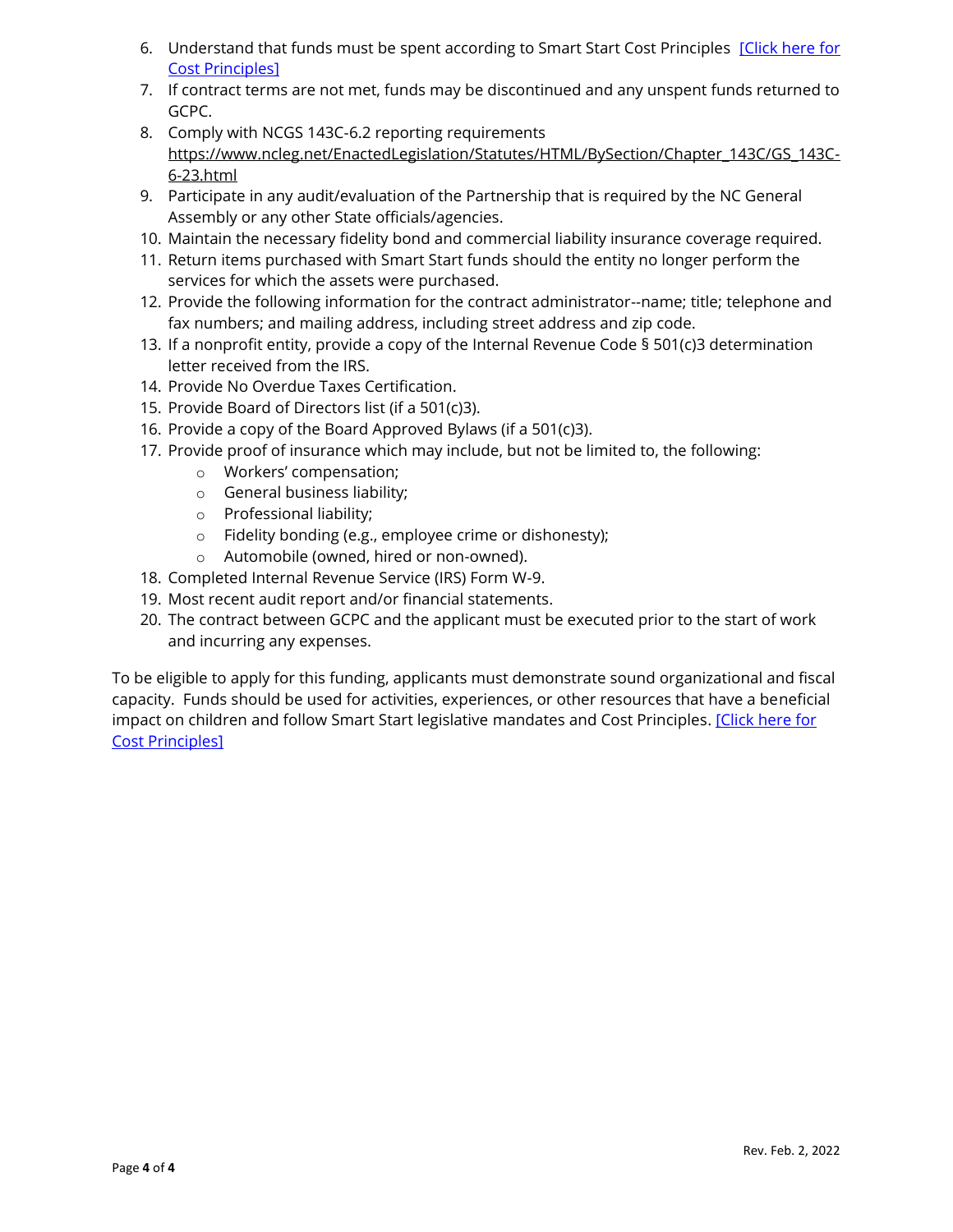6. Understand that funds must be spent according to Smart Start Cost Principles [Click here for Cost Principles]
7. If contract terms are not met, funds may be discontinued and any unspent funds returned to GCPC.
8. Comply with NCGS 143C-6.2 reporting requirements https://www.ncleg.net/EnactedLegislation/Statutes/HTML/BySection/Chapter_143C/GS_143C-6-23.html
9. Participate in any audit/evaluation of the Partnership that is required by the NC General Assembly or any other State officials/agencies.
10. Maintain the necessary fidelity bond and commercial liability insurance coverage required.
11. Return items purchased with Smart Start funds should the entity no longer perform the services for which the assets were purchased.
12. Provide the following information for the contract administrator--name; title; telephone and fax numbers; and mailing address, including street address and zip code.
13. If a nonprofit entity, provide a copy of the Internal Revenue Code § 501(c)3 determination letter received from the IRS.
14. Provide No Overdue Taxes Certification.
15. Provide Board of Directors list (if a 501(c)3).
16. Provide a copy of the Board Approved Bylaws (if a 501(c)3).
17. Provide proof of insurance which may include, but not be limited to, the following:
    - Workers' compensation;
    - General business liability;
    - Professional liability;
    - Fidelity bonding (e.g., employee crime or dishonesty);
    - Automobile (owned, hired or non-owned).
18. Completed Internal Revenue Service (IRS) Form W-9.
19. Most recent audit report and/or financial statements.
20. The contract between GCPC and the applicant must be executed prior to the start of work and incurring any expenses.

To be eligible to apply for this funding, applicants must demonstrate sound organizational and fiscal capacity. Funds should be used for activities, experiences, or other resources that have a beneficial impact on children and follow Smart Start legislative mandates and Cost Principles. [Click here for Cost Principles]

Rev. Feb. 2, 2022